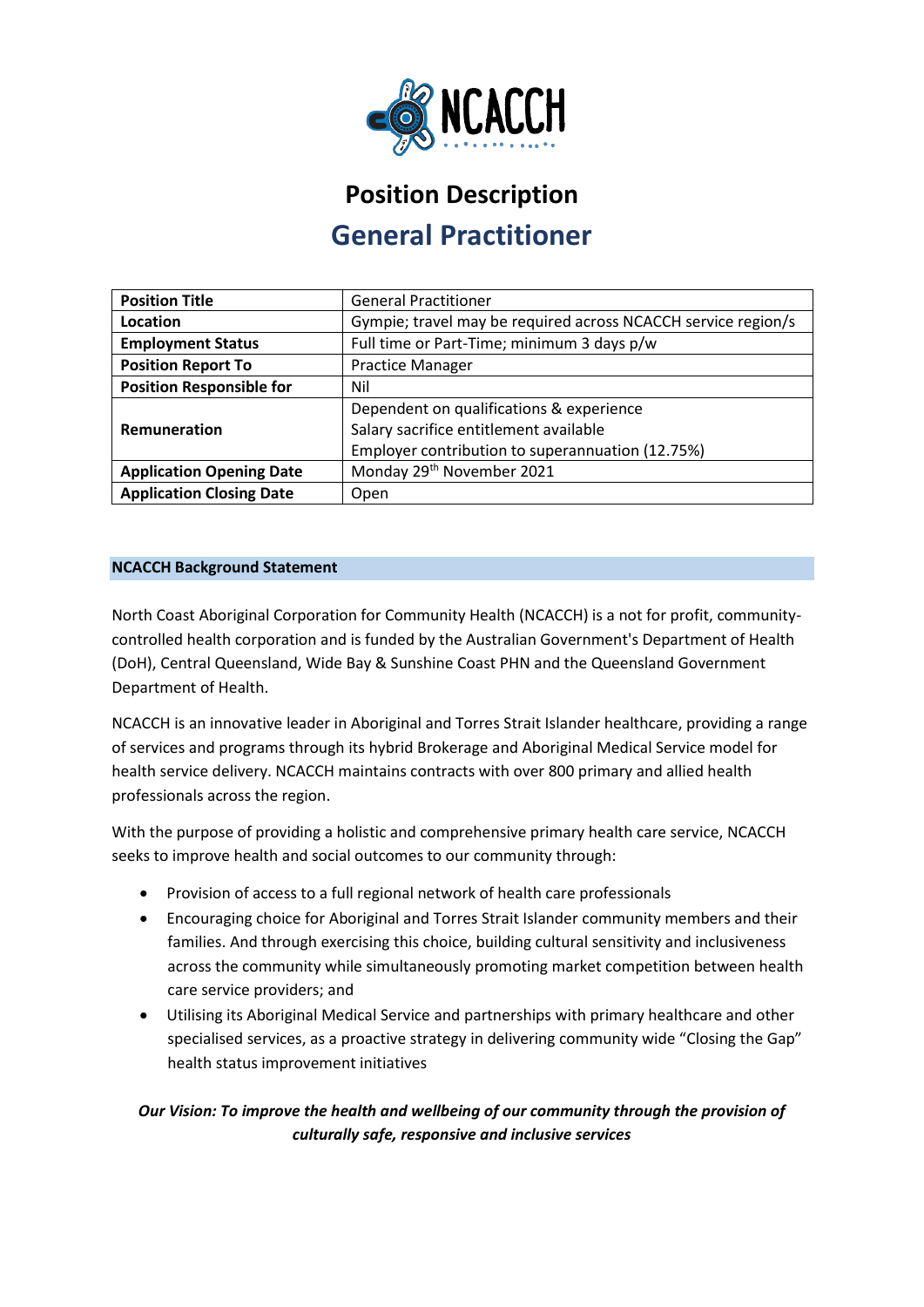NCACCH

# Position Description

## General Practitioner

| Position Title | General Practitioner |
|---|---|
| Location | Gympie; travel may be required across NCACCH service region/s |
| Employment Status | Full time or Part-Time; minimum 3 days p/w |
| Position Report To | Practice Manager |
| Position Responsible for | Nil |
| Remuneration | Dependent on qualifications & experience<br>Salary sacrifice entitlement available<br>Employer contribution to superannuation (12.75%) |
| Application Opening Date | Monday 29th November 2021 |
| Application Closing Date | Open |

### NCACCH Background Statement

North Coast Aboriginal Corporation for Community Health (NCACCH) is a not for profit, community-controlled health corporation and is funded by the Australian Government's Department of Health (DoH), Central Queensland, Wide Bay & Sunshine Coast PHN and the Queensland Government Department of Health.

NCACCH is an innovative leader in Aboriginal and Torres Strait Islander healthcare, providing a range of services and programs through its hybrid Brokerage and Aboriginal Medical Service model for health service delivery. NCACCH maintains contracts with over 800 primary and allied health professionals across the region.

With the purpose of providing a holistic and comprehensive primary health care service, NCACCH seeks to improve health and social outcomes to our community through:

- Provision of access to a full regional network of health care professionals
- Encouraging choice for Aboriginal and Torres Strait Islander community members and their families. And through exercising this choice, building cultural sensitivity and inclusiveness across the community while simultaneously promoting market competition between health care service providers; and
- Utilising its Aboriginal Medical Service and partnerships with primary healthcare and other specialised services, as a proactive strategy in delivering community wide "Closing the Gap" health status improvement initiatives

***Our Vision: To improve the health and wellbeing of our community through the provision of culturally safe, responsive and inclusive services***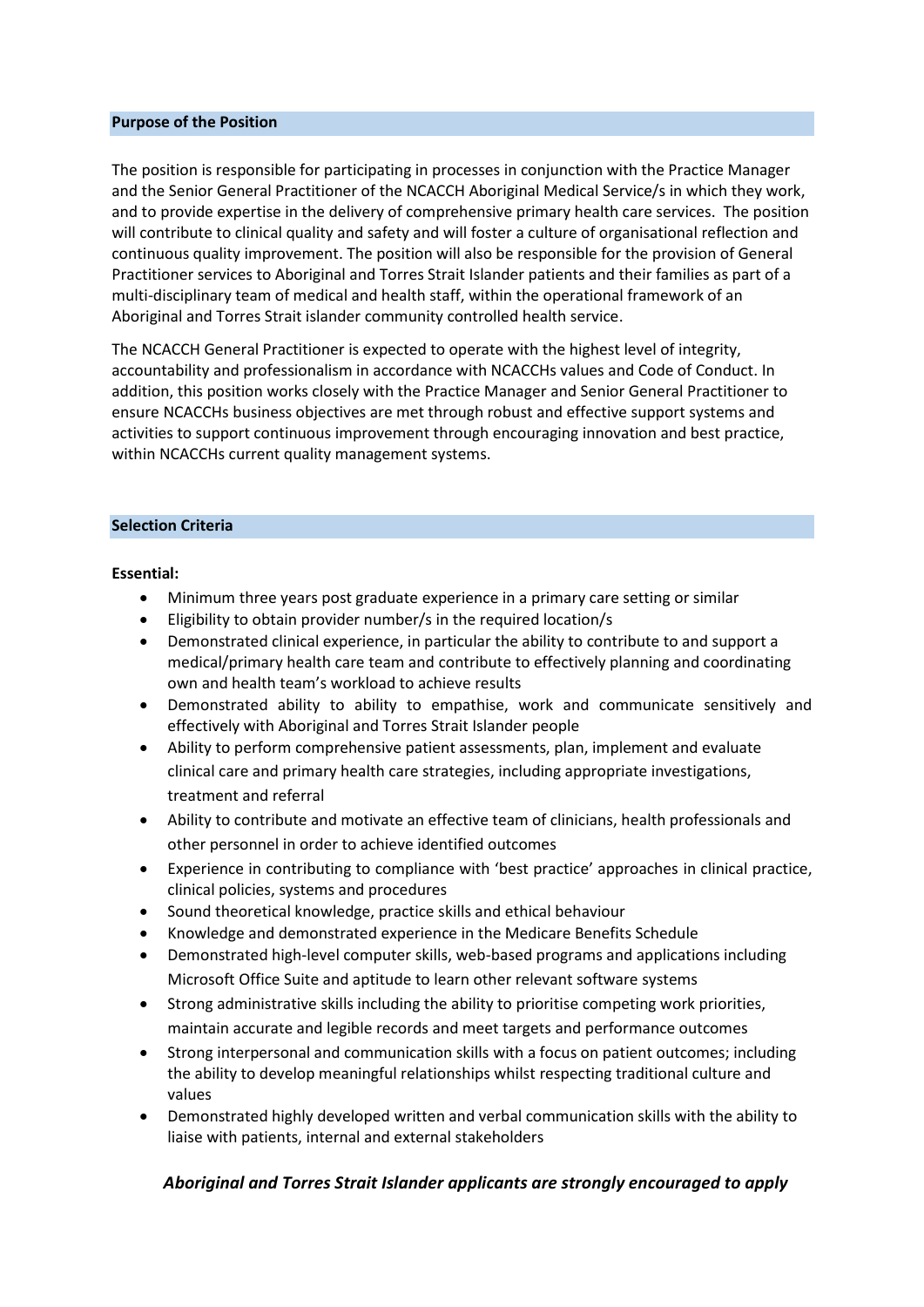## Purpose of the Position

The position is responsible for participating in processes in conjunction with the Practice Manager and the Senior General Practitioner of the NCACCH Aboriginal Medical Service/s in which they work, and to provide expertise in the delivery of comprehensive primary health care services. The position will contribute to clinical quality and safety and will foster a culture of organisational reflection and continuous quality improvement. The position will also be responsible for the provision of General Practitioner services to Aboriginal and Torres Strait Islander patients and their families as part of a multi-disciplinary team of medical and health staff, within the operational framework of an Aboriginal and Torres Strait islander community controlled health service.

The NCACCH General Practitioner is expected to operate with the highest level of integrity, accountability and professionalism in accordance with NCACCHs values and Code of Conduct. In addition, this position works closely with the Practice Manager and Senior General Practitioner to ensure NCACCHs business objectives are met through robust and effective support systems and activities to support continuous improvement through encouraging innovation and best practice, within NCACCHs current quality management systems.

## Selection Criteria

**Essential:**

- Minimum three years post graduate experience in a primary care setting or similar
- Eligibility to obtain provider number/s in the required location/s
- Demonstrated clinical experience, in particular the ability to contribute to and support a medical/primary health care team and contribute to effectively planning and coordinating own and health team's workload to achieve results
- Demonstrated ability to ability to empathise, work and communicate sensitively and effectively with Aboriginal and Torres Strait Islander people
- Ability to perform comprehensive patient assessments, plan, implement and evaluate clinical care and primary health care strategies, including appropriate investigations, treatment and referral
- Ability to contribute and motivate an effective team of clinicians, health professionals and other personnel in order to achieve identified outcomes
- Experience in contributing to compliance with 'best practice' approaches in clinical practice, clinical policies, systems and procedures
- Sound theoretical knowledge, practice skills and ethical behaviour
- Knowledge and demonstrated experience in the Medicare Benefits Schedule
- Demonstrated high-level computer skills, web-based programs and applications including Microsoft Office Suite and aptitude to learn other relevant software systems
- Strong administrative skills including the ability to prioritise competing work priorities, maintain accurate and legible records and meet targets and performance outcomes
- Strong interpersonal and communication skills with a focus on patient outcomes; including the ability to develop meaningful relationships whilst respecting traditional culture and values
- Demonstrated highly developed written and verbal communication skills with the ability to liaise with patients, internal and external stakeholders

***Aboriginal and Torres Strait Islander applicants are strongly encouraged to apply***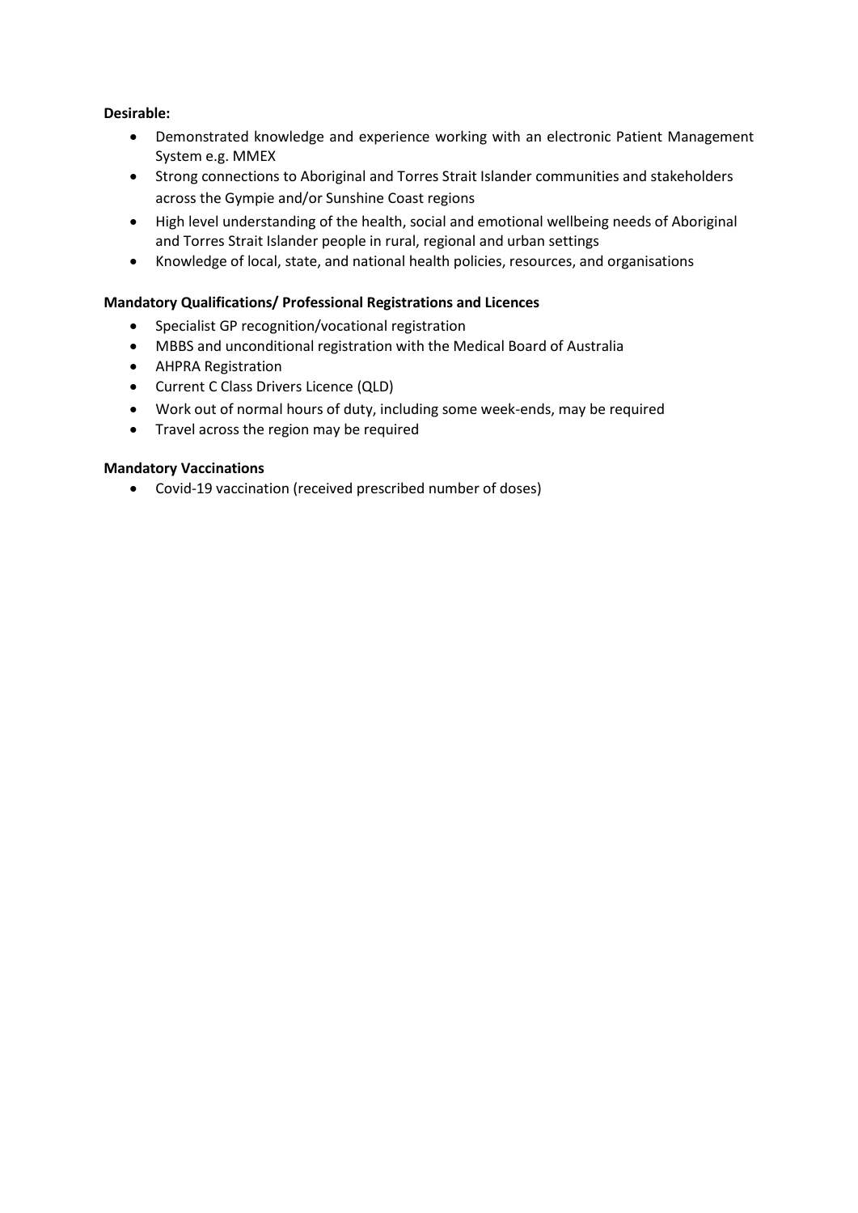**Desirable:**

- Demonstrated knowledge and experience working with an electronic Patient Management System e.g. MMEX
- Strong connections to Aboriginal and Torres Strait Islander communities and stakeholders across the Gympie and/or Sunshine Coast regions
- High level understanding of the health, social and emotional wellbeing needs of Aboriginal and Torres Strait Islander people in rural, regional and urban settings
- Knowledge of local, state, and national health policies, resources, and organisations

**Mandatory Qualifications/ Professional Registrations and Licences**

- Specialist GP recognition/vocational registration
- MBBS and unconditional registration with the Medical Board of Australia
- AHPRA Registration
- Current C Class Drivers Licence (QLD)
- Work out of normal hours of duty, including some week-ends, may be required
- Travel across the region may be required

**Mandatory Vaccinations**

- Covid-19 vaccination (received prescribed number of doses)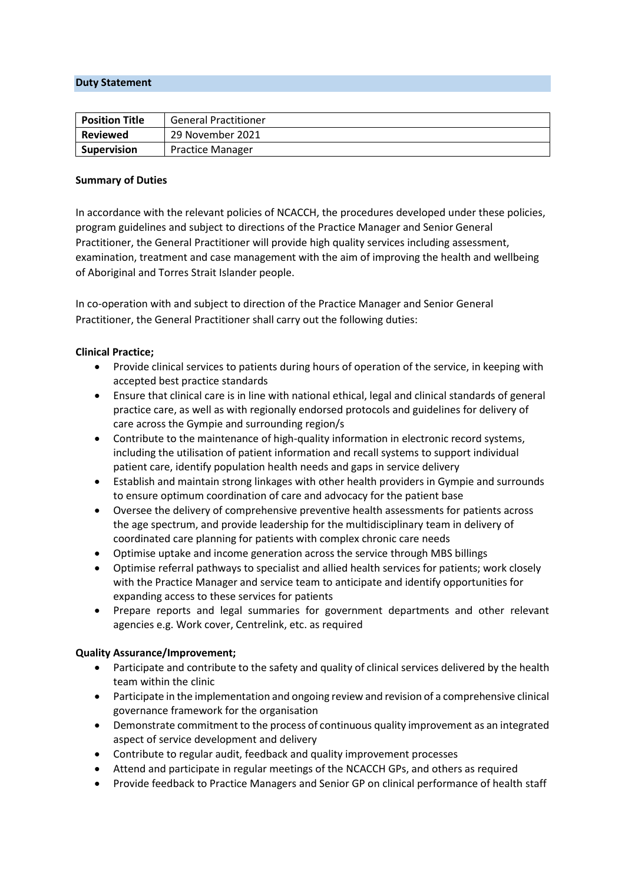## Duty Statement

| Position Title | General Practitioner |
|---|---|
| Reviewed | 29 November 2021 |
| Supervision | Practice Manager |

**Summary of Duties**

In accordance with the relevant policies of NCACCH, the procedures developed under these policies, program guidelines and subject to directions of the Practice Manager and Senior General Practitioner, the General Practitioner will provide high quality services including assessment, examination, treatment and case management with the aim of improving the health and wellbeing of Aboriginal and Torres Strait Islander people.

In co-operation with and subject to direction of the Practice Manager and Senior General Practitioner, the General Practitioner shall carry out the following duties:

**Clinical Practice;**

- Provide clinical services to patients during hours of operation of the service, in keeping with accepted best practice standards
- Ensure that clinical care is in line with national ethical, legal and clinical standards of general practice care, as well as with regionally endorsed protocols and guidelines for delivery of care across the Gympie and surrounding region/s
- Contribute to the maintenance of high-quality information in electronic record systems, including the utilisation of patient information and recall systems to support individual patient care, identify population health needs and gaps in service delivery
- Establish and maintain strong linkages with other health providers in Gympie and surrounds to ensure optimum coordination of care and advocacy for the patient base
- Oversee the delivery of comprehensive preventive health assessments for patients across the age spectrum, and provide leadership for the multidisciplinary team in delivery of coordinated care planning for patients with complex chronic care needs
- Optimise uptake and income generation across the service through MBS billings
- Optimise referral pathways to specialist and allied health services for patients; work closely with the Practice Manager and service team to anticipate and identify opportunities for expanding access to these services for patients
- Prepare reports and legal summaries for government departments and other relevant agencies e.g. Work cover, Centrelink, etc. as required

**Quality Assurance/Improvement;**

- Participate and contribute to the safety and quality of clinical services delivered by the health team within the clinic
- Participate in the implementation and ongoing review and revision of a comprehensive clinical governance framework for the organisation
- Demonstrate commitment to the process of continuous quality improvement as an integrated aspect of service development and delivery
- Contribute to regular audit, feedback and quality improvement processes
- Attend and participate in regular meetings of the NCACCH GPs, and others as required
- Provide feedback to Practice Managers and Senior GP on clinical performance of health staff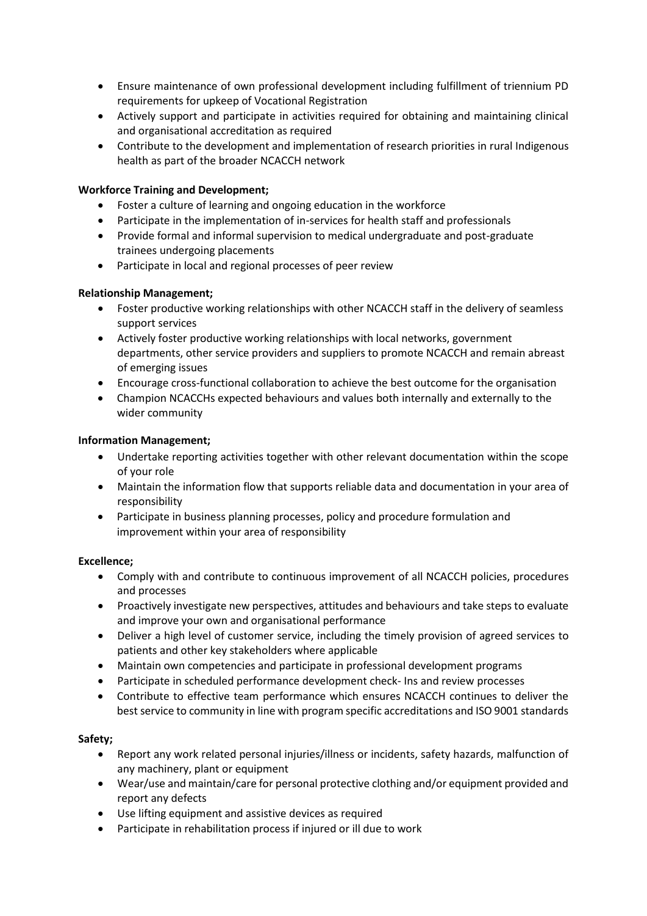- Ensure maintenance of own professional development including fulfillment of triennium PD requirements for upkeep of Vocational Registration
- Actively support and participate in activities required for obtaining and maintaining clinical and organisational accreditation as required
- Contribute to the development and implementation of research priorities in rural Indigenous health as part of the broader NCACCH network

**Workforce Training and Development;**

- Foster a culture of learning and ongoing education in the workforce
- Participate in the implementation of in-services for health staff and professionals
- Provide formal and informal supervision to medical undergraduate and post-graduate trainees undergoing placements
- Participate in local and regional processes of peer review

**Relationship Management;**

- Foster productive working relationships with other NCACCH staff in the delivery of seamless support services
- Actively foster productive working relationships with local networks, government departments, other service providers and suppliers to promote NCACCH and remain abreast of emerging issues
- Encourage cross-functional collaboration to achieve the best outcome for the organisation
- Champion NCACCHs expected behaviours and values both internally and externally to the wider community

**Information Management;**

- Undertake reporting activities together with other relevant documentation within the scope of your role
- Maintain the information flow that supports reliable data and documentation in your area of responsibility
- Participate in business planning processes, policy and procedure formulation and improvement within your area of responsibility

**Excellence;**

- Comply with and contribute to continuous improvement of all NCACCH policies, procedures and processes
- Proactively investigate new perspectives, attitudes and behaviours and take steps to evaluate and improve your own and organisational performance
- Deliver a high level of customer service, including the timely provision of agreed services to patients and other key stakeholders where applicable
- Maintain own competencies and participate in professional development programs
- Participate in scheduled performance development check- Ins and review processes
- Contribute to effective team performance which ensures NCACCH continues to deliver the best service to community in line with program specific accreditations and ISO 9001 standards

**Safety;**

- Report any work related personal injuries/illness or incidents, safety hazards, malfunction of any machinery, plant or equipment
- Wear/use and maintain/care for personal protective clothing and/or equipment provided and report any defects
- Use lifting equipment and assistive devices as required
- Participate in rehabilitation process if injured or ill due to work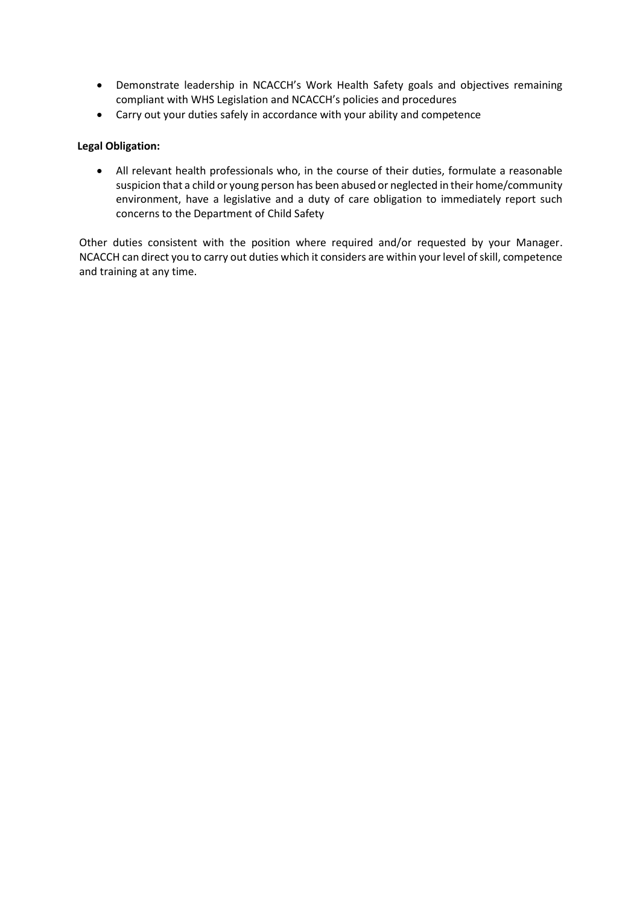- Demonstrate leadership in NCACCH's Work Health Safety goals and objectives remaining compliant with WHS Legislation and NCACCH's policies and procedures
- Carry out your duties safely in accordance with your ability and competence

**Legal Obligation:**

- All relevant health professionals who, in the course of their duties, formulate a reasonable suspicion that a child or young person has been abused or neglected in their home/community environment, have a legislative and a duty of care obligation to immediately report such concerns to the Department of Child Safety

Other duties consistent with the position where required and/or requested by your Manager. NCACCH can direct you to carry out duties which it considers are within your level of skill, competence and training at any time.